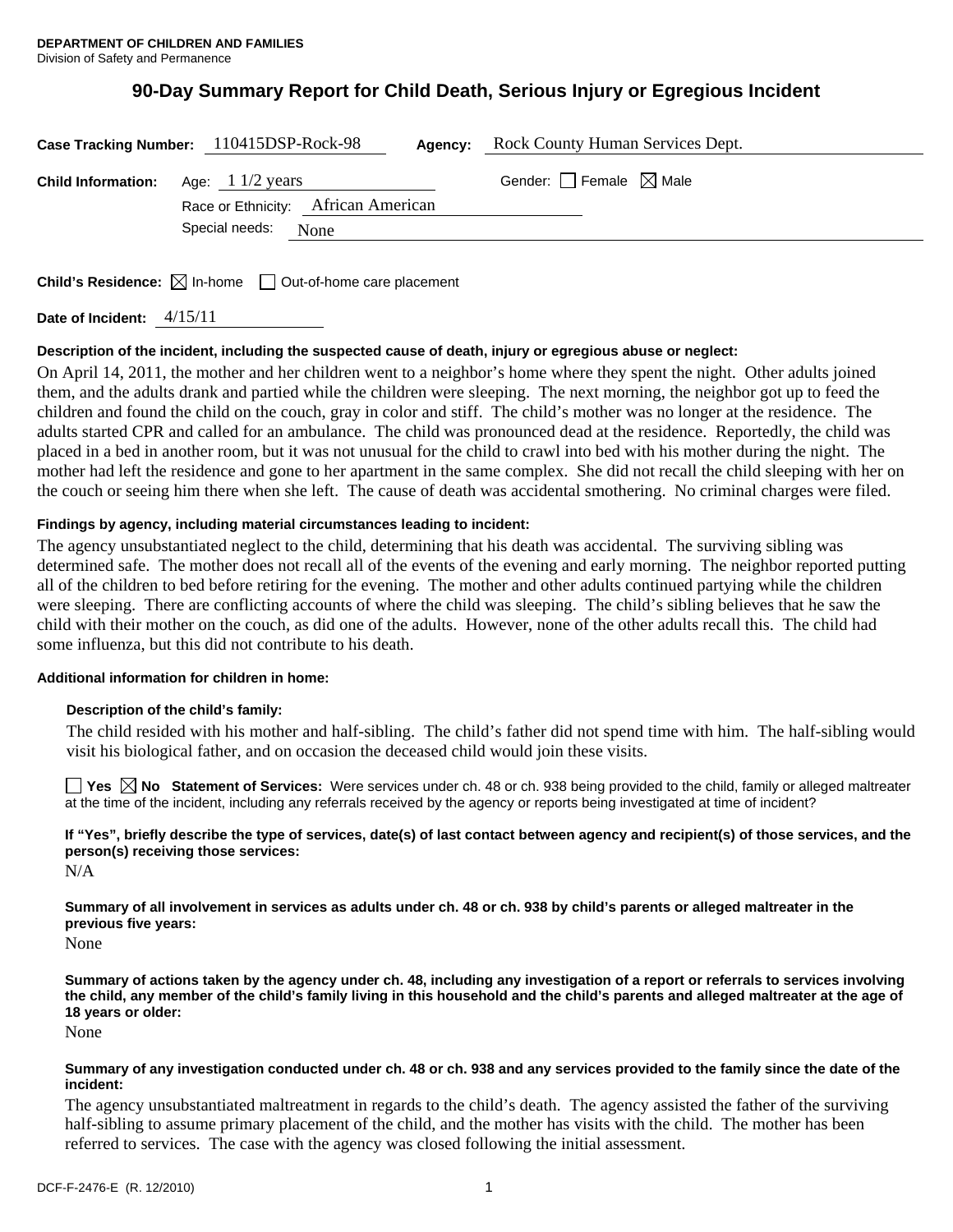**DEPARTMENT OF CHILDREN AND FAMILIES**
Division of Safety and Permanence

# 90-Day Summary Report for Child Death, Serious Injury or Egregious Incident

**Case Tracking Number:** 110415DSP-Rock-98 **Agency:** Rock County Human Services Dept.

**Child Information:** Age: 1 1/2 years Gender: ☐ Female ☒ Male

Race or Ethnicity: African American

Special needs: None

**Child's Residence:** ☒ In-home ☐ Out-of-home care placement

**Date of Incident:** 4/15/11

**Description of the incident, including the suspected cause of death, injury or egregious abuse or neglect:**

On April 14, 2011, the mother and her children went to a neighbor's home where they spent the night. Other adults joined them, and the adults drank and partied while the children were sleeping. The next morning, the neighbor got up to feed the children and found the child on the couch, gray in color and stiff. The child's mother was no longer at the residence. The adults started CPR and called for an ambulance. The child was pronounced dead at the residence. Reportedly, the child was placed in a bed in another room, but it was not unusual for the child to crawl into bed with his mother during the night. The mother had left the residence and gone to her apartment in the same complex. She did not recall the child sleeping with her on the couch or seeing him there when she left. The cause of death was accidental smothering. No criminal charges were filed.

**Findings by agency, including material circumstances leading to incident:**

The agency unsubstantiated neglect to the child, determining that his death was accidental. The surviving sibling was determined safe. The mother does not recall all of the events of the evening and early morning. The neighbor reported putting all of the children to bed before retiring for the evening. The mother and other adults continued partying while the children were sleeping. There are conflicting accounts of where the child was sleeping. The child's sibling believes that he saw the child with their mother on the couch, as did one of the adults. However, none of the other adults recall this. The child had some influenza, but this did not contribute to his death.

**Additional information for children in home:**

**Description of the child's family:**

The child resided with his mother and half-sibling. The child's father did not spend time with him. The half-sibling would visit his biological father, and on occasion the deceased child would join these visits.

☐ **Yes** ☒ **No Statement of Services:** Were services under ch. 48 or ch. 938 being provided to the child, family or alleged maltreater at the time of the incident, including any referrals received by the agency or reports being investigated at time of incident?

**If "Yes", briefly describe the type of services, date(s) of last contact between agency and recipient(s) of those services, and the person(s) receiving those services:**

N/A

**Summary of all involvement in services as adults under ch. 48 or ch. 938 by child's parents or alleged maltreater in the previous five years:**

None

**Summary of actions taken by the agency under ch. 48, including any investigation of a report or referrals to services involving the child, any member of the child's family living in this household and the child's parents and alleged maltreater at the age of 18 years or older:**

None

**Summary of any investigation conducted under ch. 48 or ch. 938 and any services provided to the family since the date of the incident:**

The agency unsubstantiated maltreatment in regards to the child's death. The agency assisted the father of the surviving half-sibling to assume primary placement of the child, and the mother has visits with the child. The mother has been referred to services. The case with the agency was closed following the initial assessment.

DCF-F-2476-E (R. 12/2010)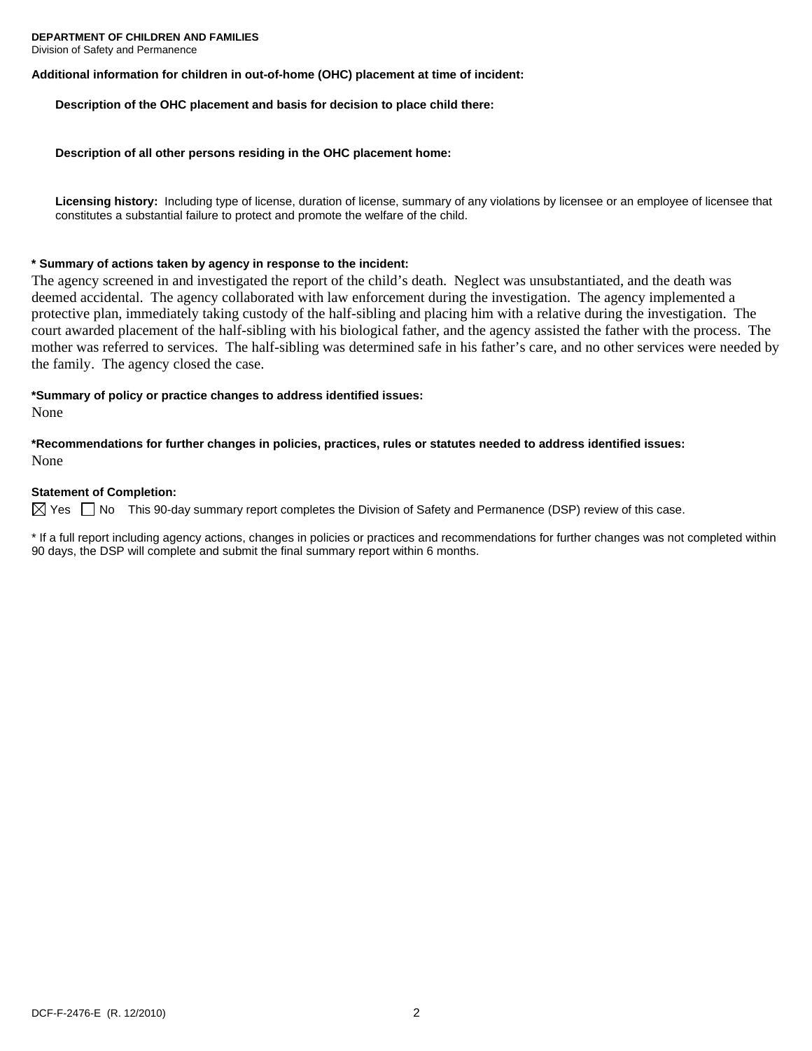**DEPARTMENT OF CHILDREN AND FAMILIES**
Division of Safety and Permanence

**Additional information for children in out-of-home (OHC) placement at time of incident:**

**Description of the OHC placement and basis for decision to place child there:**

**Description of all other persons residing in the OHC placement home:**

**Licensing history:** Including type of license, duration of license, summary of any violations by licensee or an employee of licensee that constitutes a substantial failure to protect and promote the welfare of the child.

**\* Summary of actions taken by agency in response to the incident:**

The agency screened in and investigated the report of the child's death. Neglect was unsubstantiated, and the death was deemed accidental. The agency collaborated with law enforcement during the investigation. The agency implemented a protective plan, immediately taking custody of the half-sibling and placing him with a relative during the investigation. The court awarded placement of the half-sibling with his biological father, and the agency assisted the father with the process. The mother was referred to services. The half-sibling was determined safe in his father's care, and no other services were needed by the family. The agency closed the case.

**\*Summary of policy or practice changes to address identified issues:**

None

**\*Recommendations for further changes in policies, practices, rules or statutes needed to address identified issues:**

None

**Statement of Completion:**

☒ Yes ☐ No This 90-day summary report completes the Division of Safety and Permanence (DSP) review of this case.

\* If a full report including agency actions, changes in policies or practices and recommendations for further changes was not completed within 90 days, the DSP will complete and submit the final summary report within 6 months.

DCF-F-2476-E (R. 12/2010)